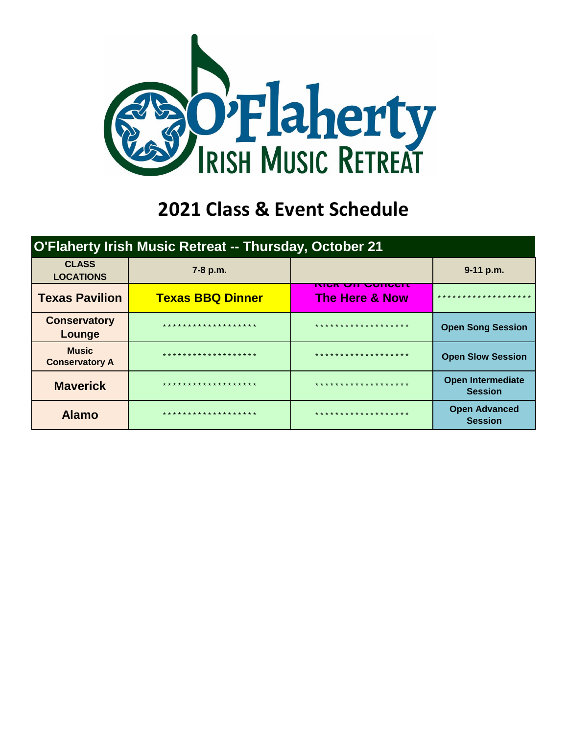# O'Flaherty Irish Music Retreat

## 2021 Class & Event Schedule

| O'Flaherty Irish Music Retreat -- Thursday, October 21 | | | |
|---|---|---|---|
| CLASS LOCATIONS | 7-8 p.m. | | 9-11 p.m. |
| Texas Pavilion | Texas BBQ Dinner | Kick Off Concert The Here & Now | ******************* |
| Conservatory Lounge | ******************* | ******************* | Open Song Session |
| Music Conservatory A | ******************* | ******************* | Open Slow Session |
| Maverick | ******************* | ******************* | Open Intermediate Session |
| Alamo | ******************* | ******************* | Open Advanced Session |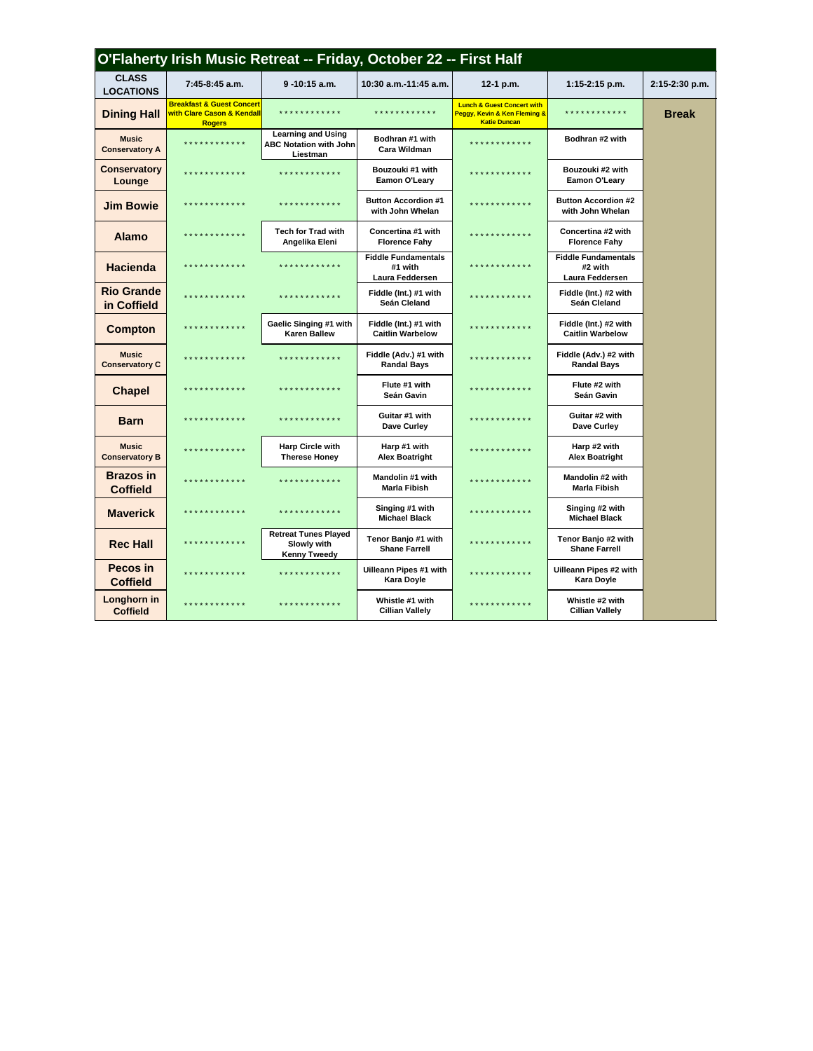# O'Flaherty Irish Music Retreat -- Friday, October 22 -- First Half

| CLASS LOCATIONS | 7:45-8:45 a.m. | 9 -10:15 a.m. | 10:30 a.m.-11:45 a.m. | 12-1 p.m. | 1:15-2:15 p.m. | 2:15-2:30 p.m. |
|---|---|---|---|---|---|---|
| Dining Hall | Breakfast & Guest Concert with Clare Cason & Kendall Rogers | ************ | ************ | Lunch & Guest Concert with Peggy, Kevin & Ken Fleming & Katie Duncan | ************ | Break |
| Music Conservatory A | ************ | Learning and Using ABC Notation with John Liestman | Bodhran #1 with Cara Wildman | ************ | Bodhran #2 with | |
| Conservatory Lounge | ************ | ************ | Bouzouki #1 with Eamon O'Leary | ************ | Bouzouki #2 with Eamon O'Leary | |
| Jim Bowie | ************ | ************ | Button Accordion #1 with John Whelan | ************ | Button Accordion #2 with John Whelan | |
| Alamo | ************ | Tech for Trad with Angelika Eleni | Concertina #1 with Florence Fahy | ************ | Concertina #2 with Florence Fahy | |
| Hacienda | ************ | ************ | Fiddle Fundamentals #1 with Laura Feddersen | ************ | Fiddle Fundamentals #2 with Laura Feddersen | |
| Rio Grande in Coffield | ************ | ************ | Fiddle (Int.) #1 with Seán Cleland | ************ | Fiddle (Int.) #2 with Seán Cleland | |
| Compton | ************ | Gaelic Singing #1 with Karen Ballew | Fiddle (Int.) #1 with Caitlin Warbelow | ************ | Fiddle (Int.) #2 with Caitlin Warbelow | |
| Music Conservatory C | ************ | ************ | Fiddle (Adv.) #1 with Randal Bays | ************ | Fiddle (Adv.) #2 with Randal Bays | |
| Chapel | ************ | ************ | Flute #1 with Seán Gavin | ************ | Flute #2 with Seán Gavin | |
| Barn | ************ | ************ | Guitar #1 with Dave Curley | ************ | Guitar #2 with Dave Curley | |
| Music Conservatory B | ************ | Harp Circle with Therese Honey | Harp #1 with Alex Boatright | ************ | Harp #2 with Alex Boatright | |
| Brazos in Coffield | ************ | ************ | Mandolin #1 with Marla Fibish | ************ | Mandolin #2 with Marla Fibish | |
| Maverick | ************ | ************ | Singing #1 with Michael Black | ************ | Singing #2 with Michael Black | |
| Rec Hall | ************ | Retreat Tunes Played Slowly with Kenny Tweedy | Tenor Banjo #1 with Shane Farrell | ************ | Tenor Banjo #2 with Shane Farrell | |
| Pecos in Coffield | ************ | ************ | Uilleann Pipes #1 with Kara Doyle | ************ | Uilleann Pipes #2 with Kara Doyle | |
| Longhorn in Coffield | ************ | ************ | Whistle #1 with Cillian Vallely | ************ | Whistle #2 with Cillian Vallely | |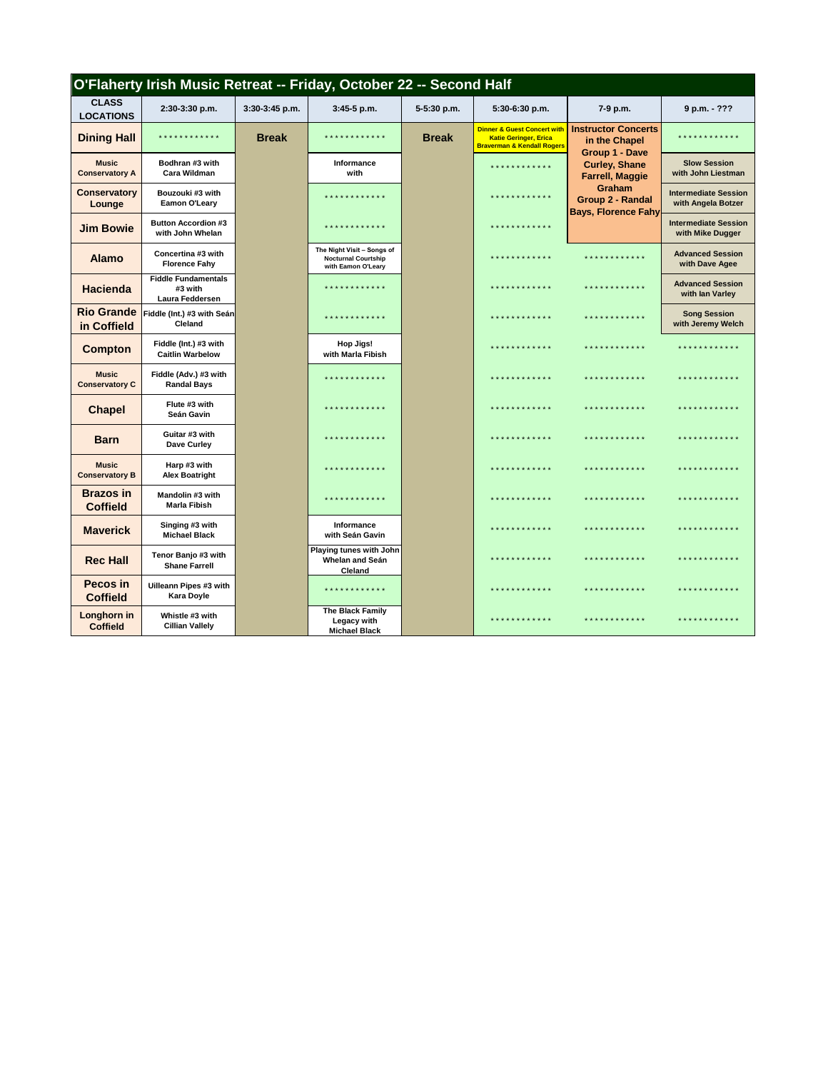# O'Flaherty Irish Music Retreat -- Friday, October 22 -- Second Half

| CLASS LOCATIONS | 2:30-3:30 p.m. | 3:30-3:45 p.m. | 3:45-5 p.m. | 5-5:30 p.m. | 5:30-6:30 p.m. | 7-9 p.m. | 9 p.m. - ??? |
|---|---|---|---|---|---|---|---|
| Dining Hall | ************ | Break | ************ | Break | Dinner & Guest Concert with Katie Geringer, Erica Braverman & Kendall Rogers | Instructor Concerts in the Chapel Group 1 - Dave Curley, Shane Farrell, Maggie Graham Group 2 - Randal Bays, Florence Fahy | ************ |
| Music Conservatory A | Bodhran #3 with Cara Wildman | | Informance with | | ************ | | Slow Session with John Liestman |
| Conservatory Lounge | Bouzouki #3 with Eamon O'Leary | | ************ | | ************ | | Intermediate Session with Angela Botzer |
| Jim Bowie | Button Accordion #3 with John Whelan | | ************ | | ************ | | Intermediate Session with Mike Dugger |
| Alamo | Concertina #3 with Florence Fahy | | The Night Visit – Songs of Nocturnal Courtship with Eamon O'Leary | | ************ | ************ | Advanced Session with Dave Agee |
| Hacienda | Fiddle Fundamentals #3 with Laura Feddersen | | ************ | | ************ | ************ | Advanced Session with Ian Varley |
| Rio Grande in Coffield | Fiddle (Int.) #3 with Seán Cleland | | ************ | | ************ | ************ | Song Session with Jeremy Welch |
| Compton | Fiddle (Int.) #3 with Caitlin Warbelow | | Hop Jigs! with Marla Fibish | | ************ | ************ | ************ |
| Music Conservatory C | Fiddle (Adv.) #3 with Randal Bays | | ************ | | ************ | ************ | ************ |
| Chapel | Flute #3 with Seán Gavin | | ************ | | ************ | ************ | ************ |
| Barn | Guitar #3 with Dave Curley | | ************ | | ************ | ************ | ************ |
| Music Conservatory B | Harp #3 with Alex Boatright | | ************ | | ************ | ************ | ************ |
| Brazos in Coffield | Mandolin #3 with Marla Fibish | | ************ | | ************ | ************ | ************ |
| Maverick | Singing #3 with Michael Black | | Informance with Seán Gavin | | ************ | ************ | ************ |
| Rec Hall | Tenor Banjo #3 with Shane Farrell | | Playing tunes with John Whelan and Seán Cleland | | ************ | ************ | ************ |
| Pecos in Coffield | Uilleann Pipes #3 with Kara Doyle | | ************ | | ************ | ************ | ************ |
| Longhorn in Coffield | Whistle #3 with Cillian Vallely | | The Black Family Legacy with Michael Black | | ************ | ************ | ************ |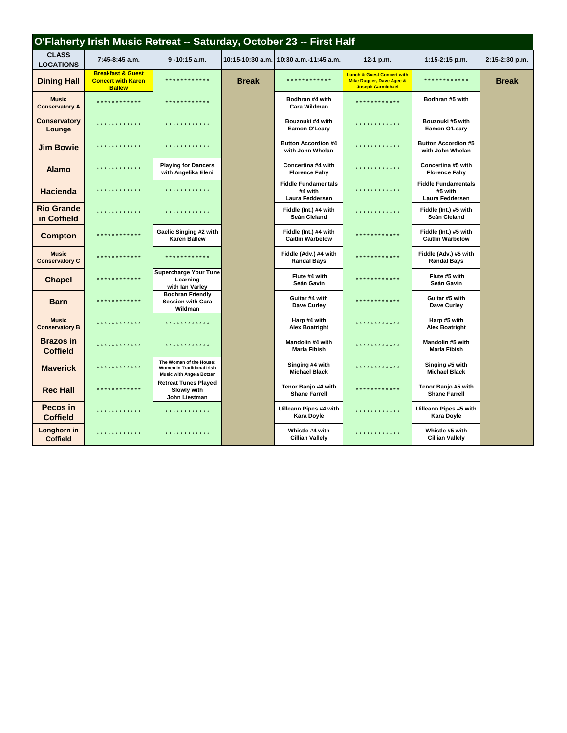# O'Flaherty Irish Music Retreat -- Saturday, October 23 -- First Half

| CLASS LOCATIONS | 7:45-8:45 a.m. | 9 -10:15 a.m. | 10:15-10:30 a.m. | 10:30 a.m.-11:45 a.m. | 12-1 p.m. | 1:15-2:15 p.m. | 2:15-2:30 p.m. |
|---|---|---|---|---|---|---|---|
| Dining Hall | Breakfast & Guest Concert with Karen Ballew | ************ | Break | ************ | Lunch & Guest Concert with Mike Dugger, Dave Agee & Joseph Carmichael | ************ | Break |
| Music Conservatory A | ************ | ************ | | Bodhran #4 with Cara Wildman | ************ | Bodhran #5 with | |
| Conservatory Lounge | ************ | ************ | | Bouzouki #4 with Eamon O'Leary | ************ | Bouzouki #5 with Eamon O'Leary | |
| Jim Bowie | ************ | ************ | | Button Accordion #4 with John Whelan | ************ | Button Accordion #5 with John Whelan | |
| Alamo | ************ | Playing for Dancers with Angelika Eleni | | Concertina #4 with Florence Fahy | ************ | Concertina #5 with Florence Fahy | |
| Hacienda | ************ | ************ | | Fiddle Fundamentals #4 with Laura Feddersen | ************ | Fiddle Fundamentals #5 with Laura Feddersen | |
| Rio Grande in Coffield | ************ | ************ | | Fiddle (Int.) #4 with Seán Cleland | ************ | Fiddle (Int.) #5 with Seán Cleland | |
| Compton | ************ | Gaelic Singing #2 with Karen Ballew | | Fiddle (Int.) #4 with Caitlin Warbelow | ************ | Fiddle (Int.) #5 with Caitlin Warbelow | |
| Music Conservatory C | ************ | ************ | | Fiddle (Adv.) #4 with Randal Bays | ************ | Fiddle (Adv.) #5 with Randal Bays | |
| Chapel | ************ | Supercharge Your Tune Learning with Ian Varley | | Flute #4 with Seán Gavin | ************ | Flute #5 with Seán Gavin | |
| Barn | ************ | Bodhran Friendly Session with Cara Wildman | | Guitar #4 with Dave Curley | ************ | Guitar #5 with Dave Curley | |
| Music Conservatory B | ************ | ************ | | Harp #4 with Alex Boatright | ************ | Harp #5 with Alex Boatright | |
| Brazos in Coffield | ************ | ************ | | Mandolin #4 with Marla Fibish | ************ | Mandolin #5 with Marla Fibish | |
| Maverick | ************ | The Woman of the House: Women in Traditional Irish Music with Angela Botzer | | Singing #4 with Michael Black | ************ | Singing #5 with Michael Black | |
| Rec Hall | ************ | Retreat Tunes Played Slowly with John Liestman | | Tenor Banjo #4 with Shane Farrell | ************ | Tenor Banjo #5 with Shane Farrell | |
| Pecos in Coffield | ************ | ************ | | Uilleann Pipes #4 with Kara Doyle | ************ | Uilleann Pipes #5 with Kara Doyle | |
| Longhorn in Coffield | ************ | ************ | | Whistle #4 with Cillian Vallely | ************ | Whistle #5 with Cillian Vallely | |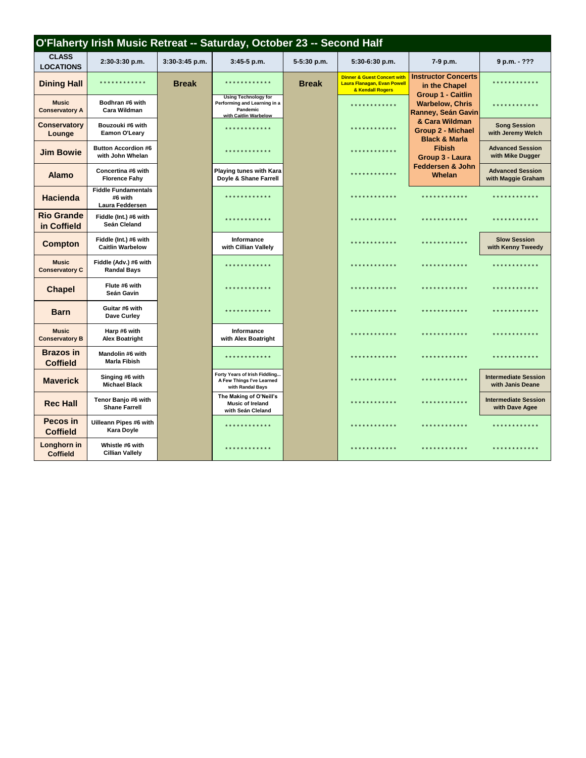# O'Flaherty Irish Music Retreat -- Saturday, October 23 -- Second Half

| CLASS LOCATIONS | 2:30-3:30 p.m. | 3:30-3:45 p.m. | 3:45-5 p.m. | 5-5:30 p.m. | 5:30-6:30 p.m. | 7-9 p.m. | 9 p.m. - ??? |
|---|---|---|---|---|---|---|---|
| Dining Hall | ************ | Break | ************ | Break | Dinner & Guest Concert with Laura Flanagan, Evan Powell & Kendall Rogers | Instructor Concerts in the Chapel Group 1 - Caitlin Warbelow, Chris Ranney, Seán Gavin & Cara Wildman Group 2 - Michael Black & Marla Fibish Group 3 - Laura Feddersen & John Whelan | ************ |
| Music Conservatory A | Bodhran #6 with Cara Wildman | | Using Technology for Performing and Learning in a Pandemic with Caitlin Warbelow | | ************ | | ************ |
| Conservatory Lounge | Bouzouki #6 with Eamon O'Leary | | ************ | | ************ | | Song Session with Jeremy Welch |
| Jim Bowie | Button Accordion #6 with John Whelan | | ************ | | ************ | | Advanced Session with Mike Dugger |
| Alamo | Concertina #6 with Florence Fahy | | Playing tunes with Kara Doyle & Shane Farrell | | ************ | | Advanced Session with Maggie Graham |
| Hacienda | Fiddle Fundamentals #6 with Laura Feddersen | | ************ | | ************ | ************ | ************ |
| Rio Grande in Coffield | Fiddle (Int.) #6 with Seán Cleland | | ************ | | ************ | ************ | ************ |
| Compton | Fiddle (Int.) #6 with Caitlin Warbelow | | Informance with Cillian Vallely | | ************ | ************ | Slow Session with Kenny Tweedy |
| Music Conservatory C | Fiddle (Adv.) #6 with Randal Bays | | ************ | | ************ | ************ | ************ |
| Chapel | Flute #6 with Seán Gavin | | ************ | | ************ | ************ | ************ |
| Barn | Guitar #6 with Dave Curley | | ************ | | ************ | ************ | ************ |
| Music Conservatory B | Harp #6 with Alex Boatright | | Informance with Alex Boatright | | ************ | ************ | ************ |
| Brazos in Coffield | Mandolin #6 with Marla Fibish | | ************ | | ************ | ************ | ************ |
| Maverick | Singing #6 with Michael Black | | Forty Years of Irish Fiddling... A Few Things I've Learned with Randal Bays | | ************ | ************ | Intermediate Session with Janis Deane |
| Rec Hall | Tenor Banjo #6 with Shane Farrell | | The Making of O'Neill's Music of Ireland with Seán Cleland | | ************ | ************ | Intermediate Session with Dave Agee |
| Pecos in Coffield | Uilleann Pipes #6 with Kara Doyle | | ************ | | ************ | ************ | ************ |
| Longhorn in Coffield | Whistle #6 with Cillian Vallely | | ************ | | ************ | ************ | ************ |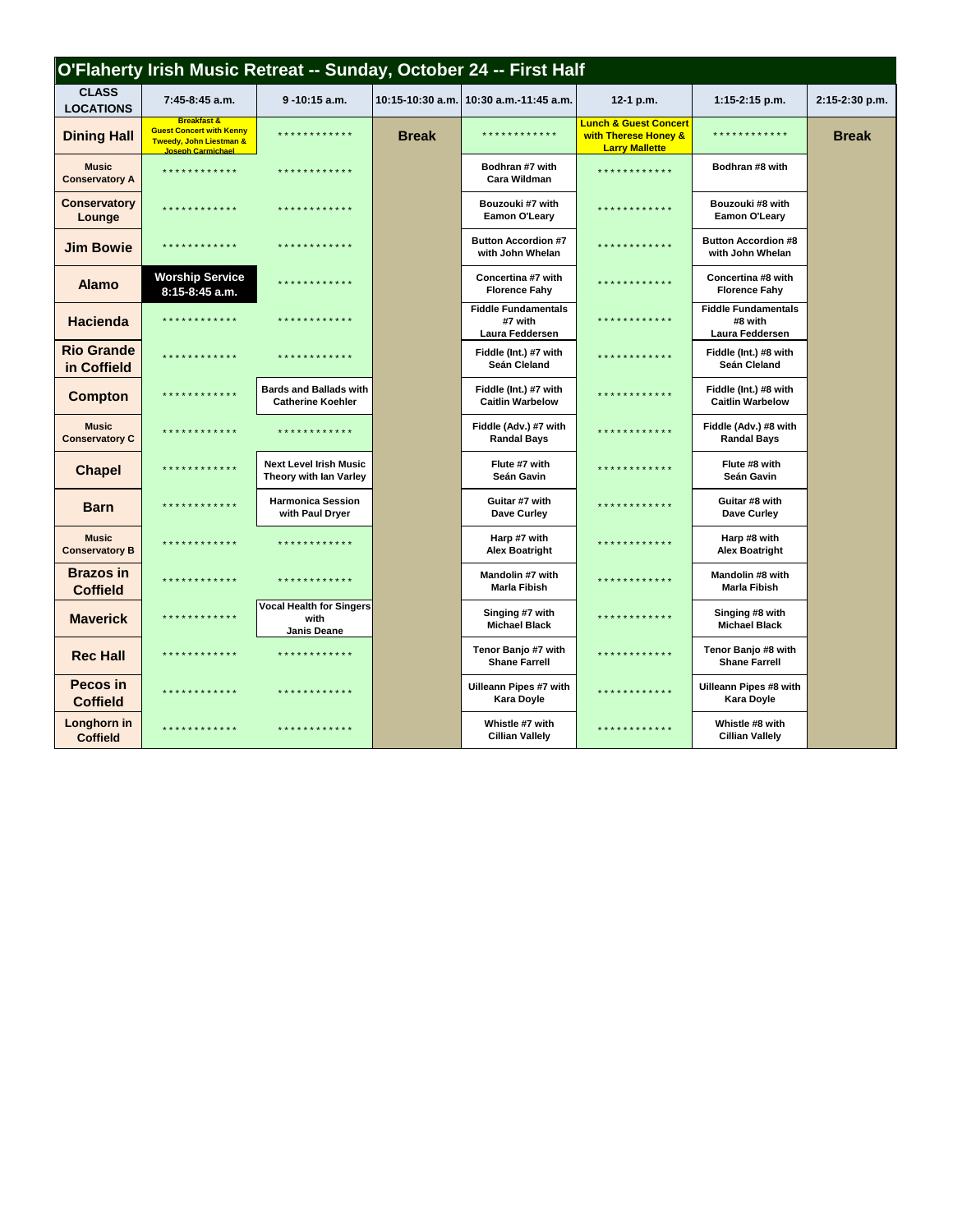## O'Flaherty Irish Music Retreat -- Sunday, October 24 -- First Half

| CLASS LOCATIONS | 7:45-8:45 a.m. | 9 -10:15 a.m. | 10:15-10:30 a.m. | 10:30 a.m.-11:45 a.m. | 12-1 p.m. | 1:15-2:15 p.m. | 2:15-2:30 p.m. |
|---|---|---|---|---|---|---|---|
| Dining Hall | Breakfast & Guest Concert with Kenny Tweedy, John Liestman & Joseph Carmichael | ************ | Break | ************ | Lunch & Guest Concert with Therese Honey & Larry Mallette | ************ | Break |
| Music Conservatory A | ************ | ************ | | Bodhran #7 with Cara Wildman | ************ | Bodhran #8 with | |
| Conservatory Lounge | ************ | ************ | | Bouzouki #7 with Eamon O'Leary | ************ | Bouzouki #8 with Eamon O'Leary | |
| Jim Bowie | ************ | ************ | | Button Accordion #7 with John Whelan | ************ | Button Accordion #8 with John Whelan | |
| Alamo | Worship Service 8:15-8:45 a.m. | ************ | | Concertina #7 with Florence Fahy | ************ | Concertina #8 with Florence Fahy | |
| Hacienda | ************ | ************ | | Fiddle Fundamentals #7 with Laura Feddersen | ************ | Fiddle Fundamentals #8 with Laura Feddersen | |
| Rio Grande in Coffield | ************ | ************ | | Fiddle (Int.) #7 with Seán Cleland | ************ | Fiddle (Int.) #8 with Seán Cleland | |
| Compton | ************ | Bards and Ballads with Catherine Koehler | | Fiddle (Int.) #7 with Caitlin Warbelow | ************ | Fiddle (Int.) #8 with Caitlin Warbelow | |
| Music Conservatory C | ************ | ************ | | Fiddle (Adv.) #7 with Randal Bays | ************ | Fiddle (Adv.) #8 with Randal Bays | |
| Chapel | ************ | Next Level Irish Music Theory with Ian Varley | | Flute #7 with Seán Gavin | ************ | Flute #8 with Seán Gavin | |
| Barn | ************ | Harmonica Session with Paul Dryer | | Guitar #7 with Dave Curley | ************ | Guitar #8 with Dave Curley | |
| Music Conservatory B | ************ | ************ | | Harp #7 with Alex Boatright | ************ | Harp #8 with Alex Boatright | |
| Brazos in Coffield | ************ | ************ | | Mandolin #7 with Marla Fibish | ************ | Mandolin #8 with Marla Fibish | |
| Maverick | ************ | Vocal Health for Singers with Janis Deane | | Singing #7 with Michael Black | ************ | Singing #8 with Michael Black | |
| Rec Hall | ************ | ************ | | Tenor Banjo #7 with Shane Farrell | ************ | Tenor Banjo #8 with Shane Farrell | |
| Pecos in Coffield | ************ | ************ | | Uilleann Pipes #7 with Kara Doyle | ************ | Uilleann Pipes #8 with Kara Doyle | |
| Longhorn in Coffield | ************ | ************ | | Whistle #7 with Cillian Vallely | ************ | Whistle #8 with Cillian Vallely | |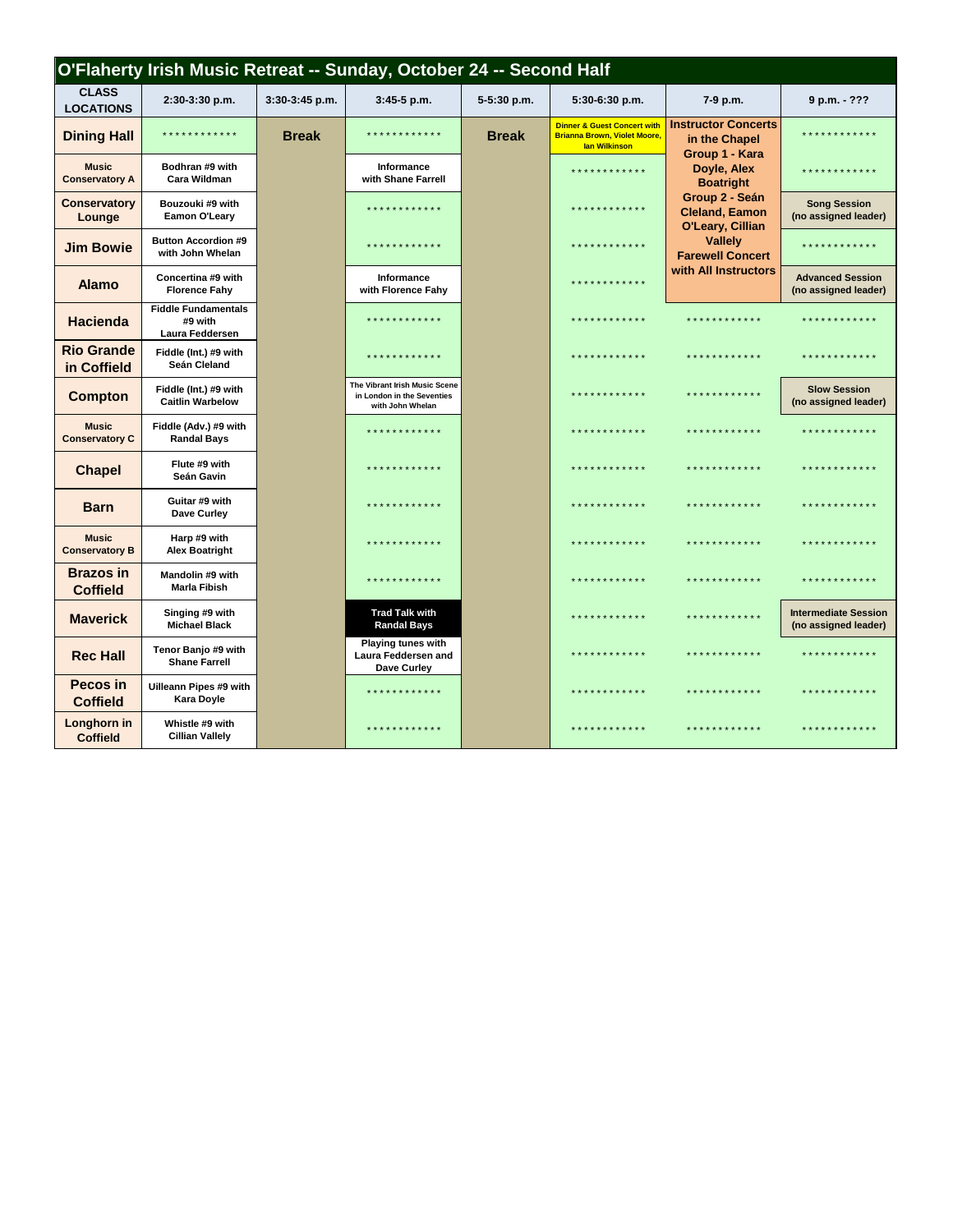# O'Flaherty Irish Music Retreat -- Sunday, October 24 -- Second Half

| CLASS LOCATIONS | 2:30-3:30 p.m. | 3:30-3:45 p.m. | 3:45-5 p.m. | 5-5:30 p.m. | 5:30-6:30 p.m. | 7-9 p.m. | 9 p.m. - ??? |
|---|---|---|---|---|---|---|---|
| Dining Hall | ************ | Break | ************ | Break | Dinner & Guest Concert with Brianna Brown, Violet Moore, Ian Wilkinson | Instructor Concerts in the Chapel Group 1 - Kara Doyle, Alex Boatright Group 2 - Seán Cleland, Eamon O'Leary, Cillian Vallely Farewell Concert with All Instructors | ************ |
| Music Conservatory A | Bodhran #9 with Cara Wildman | | Informance with Shane Farrell | | ************ | | ************ |
| Conservatory Lounge | Bouzouki #9 with Eamon O'Leary | | ************ | | ************ | | Song Session (no assigned leader) |
| Jim Bowie | Button Accordion #9 with John Whelan | | ************ | | ************ | | ************ |
| Alamo | Concertina #9 with Florence Fahy | | Informance with Florence Fahy | | ************ | | Advanced Session (no assigned leader) |
| Hacienda | Fiddle Fundamentals #9 with Laura Feddersen | | ************ | | ************ | ************ | ************ |
| Rio Grande in Coffield | Fiddle (Int.) #9 with Seán Cleland | | ************ | | ************ | ************ | ************ |
| Compton | Fiddle (Int.) #9 with Caitlin Warbelow | | The Vibrant Irish Music Scene in London in the Seventies with John Whelan | | ************ | ************ | Slow Session (no assigned leader) |
| Music Conservatory C | Fiddle (Adv.) #9 with Randal Bays | | ************ | | ************ | ************ | ************ |
| Chapel | Flute #9 with Seán Gavin | | ************ | | ************ | ************ | ************ |
| Barn | Guitar #9 with Dave Curley | | ************ | | ************ | ************ | ************ |
| Music Conservatory B | Harp #9 with Alex Boatright | | ************ | | ************ | ************ | ************ |
| Brazos in Coffield | Mandolin #9 with Marla Fibish | | ************ | | ************ | ************ | ************ |
| Maverick | Singing #9 with Michael Black | | Trad Talk with Randal Bays | | ************ | ************ | Intermediate Session (no assigned leader) |
| Rec Hall | Tenor Banjo #9 with Shane Farrell | | Playing tunes with Laura Feddersen and Dave Curley | | ************ | ************ | ************ |
| Pecos in Coffield | Uilleann Pipes #9 with Kara Doyle | | ************ | | ************ | ************ | ************ |
| Longhorn in Coffield | Whistle #9 with Cillian Vallely | | ************ | | ************ | ************ | ************ |